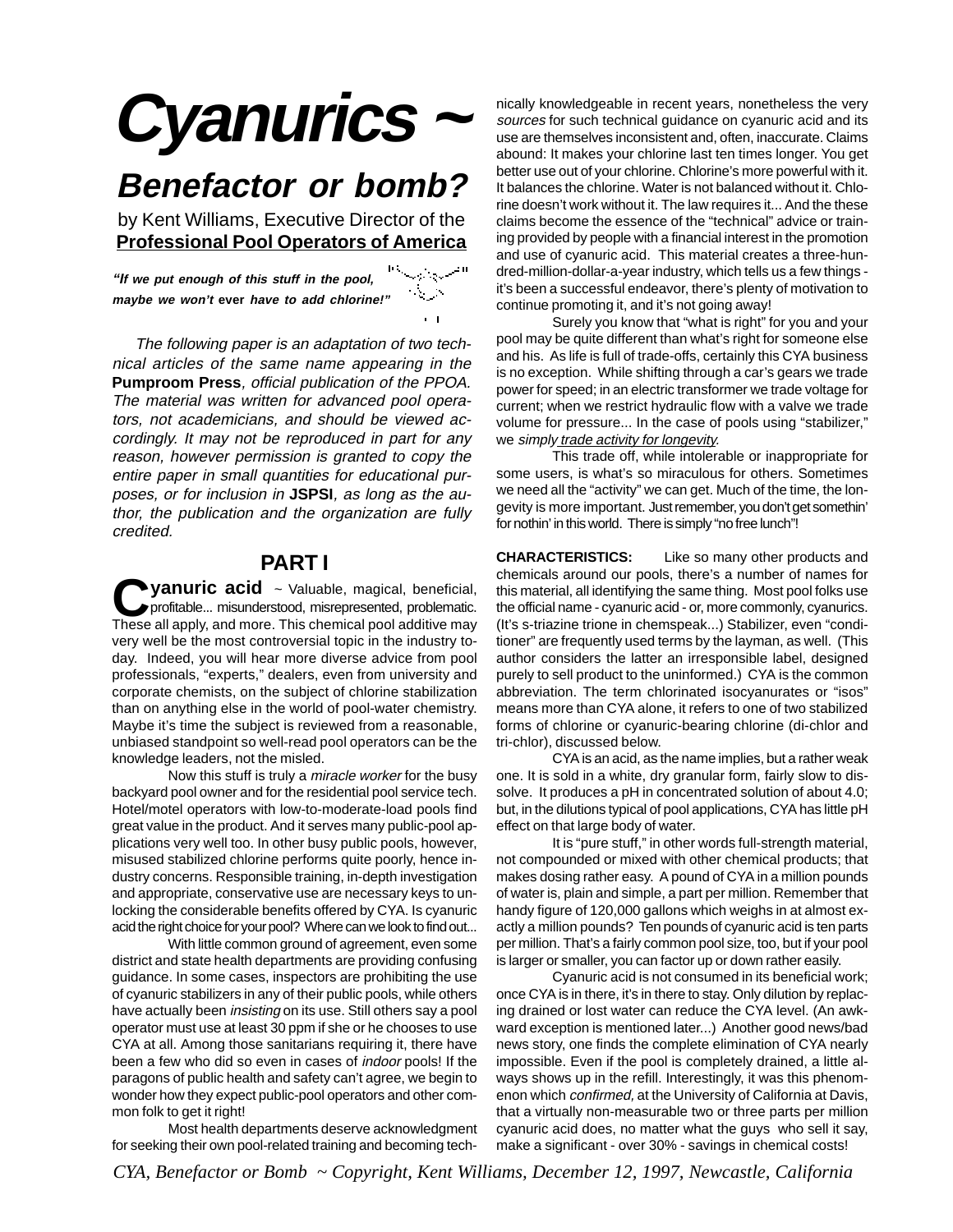# Cyanurics ~

## Benefactor or bomb?

by Kent Williams, Executive Director of the **Professional Pool Operators of America**

***"If we put enough of this stuff in the pool, maybe we won't* ever *have to add chlorine!"***

*The following paper is an adaptation of two technical articles of the same name appearing in the* **Pumproom Press***, official publication of the PPOA. The material was written for advanced pool operators, not academicians, and should be viewed accordingly. It may not be reproduced in part for any reason, however permission is granted to copy the entire paper in small quantities for educational purposes, or for inclusion in* **JSPSI***, as long as the author, the publication and the organization are fully credited.*

## PART I

**Cyanuric acid** ~ Valuable, magical, beneficial, profitable... misunderstood, misrepresented, problematic. These all apply, and more. This chemical pool additive may very well be the most controversial topic in the industry today. Indeed, you will hear more diverse advice from pool professionals, "experts," dealers, even from university and corporate chemists, on the subject of chlorine stabilization than on anything else in the world of pool-water chemistry. Maybe it's time the subject is reviewed from a reasonable, unbiased standpoint so well-read pool operators can be the knowledge leaders, not the misled.

Now this stuff is truly a *miracle worker* for the busy backyard pool owner and for the residential pool service tech. Hotel/motel operators with low-to-moderate-load pools find great value in the product. And it serves many public-pool applications very well too. In other busy public pools, however, misused stabilized chlorine performs quite poorly, hence industry concerns. Responsible training, in-depth investigation and appropriate, conservative use are necessary keys to unlocking the considerable benefits offered by CYA. Is cyanuric acid the right choice for your pool? Where can we look to find out...

With little common ground of agreement, even some district and state health departments are providing confusing guidance. In some cases, inspectors are prohibiting the use of cyanuric stabilizers in any of their public pools, while others have actually been *insisting* on its use. Still others say a pool operator must use at least 30 ppm if she or he chooses to use CYA at all. Among those sanitarians requiring it, there have been a few who did so even in cases of *indoor* pools! If the paragons of public health and safety can't agree, we begin to wonder how they expect public-pool operators and other common folk to get it right!

Most health departments deserve acknowledgment for seeking their own pool-related training and becoming technically knowledgeable in recent years, nonetheless the very *sources* for such technical guidance on cyanuric acid and its use are themselves inconsistent and, often, inaccurate. Claims abound: It makes your chlorine last ten times longer. You get better use out of your chlorine. Chlorine's more powerful with it. It balances the chlorine. Water is not balanced without it. Chlorine doesn't work without it. The law requires it... And the these claims become the essence of the "technical" advice or training provided by people with a financial interest in the promotion and use of cyanuric acid. This material creates a three-hundred-million-dollar-a-year industry, which tells us a few things - it's been a successful endeavor, there's plenty of motivation to continue promoting it, and it's not going away!

Surely you know that "what is right" for you and your pool may be quite different than what's right for someone else and his. As life is full of trade-offs, certainly this CYA business is no exception. While shifting through a car's gears we trade power for speed; in an electric transformer we trade voltage for current; when we restrict hydraulic flow with a valve we trade volume for pressure... In the case of pools using "stabilizer," we *simply trade activity for longevity*.

This trade off, while intolerable or inappropriate for some users, is what's so miraculous for others. Sometimes we need all the "activity" we can get. Much of the time, the longevity is more important. Just remember, you don't get somethin' for nothin' in this world. There is simply "no free lunch"!

**CHARACTERISTICS:** Like so many other products and chemicals around our pools, there's a number of names for this material, all identifying the same thing. Most pool folks use the official name - cyanuric acid - or, more commonly, cyanurics. (It's s-triazine trione in chemspeak...) Stabilizer, even "conditioner" are frequently used terms by the layman, as well. (This author considers the latter an irresponsible label, designed purely to sell product to the uninformed.) CYA is the common abbreviation. The term chlorinated isocyanurates or "isos" means more than CYA alone, it refers to one of two stabilized forms of chlorine or cyanuric-bearing chlorine (di-chlor and tri-chlor), discussed below.

CYA is an acid, as the name implies, but a rather weak one. It is sold in a white, dry granular form, fairly slow to dissolve. It produces a pH in concentrated solution of about 4.0; but, in the dilutions typical of pool applications, CYA has little pH effect on that large body of water.

It is "pure stuff," in other words full-strength material, not compounded or mixed with other chemical products; that makes dosing rather easy. A pound of CYA in a million pounds of water is, plain and simple, a part per million. Remember that handy figure of 120,000 gallons which weighs in at almost exactly a million pounds? Ten pounds of cyanuric acid is ten parts per million. That's a fairly common pool size, too, but if your pool is larger or smaller, you can factor up or down rather easily.

Cyanuric acid is not consumed in its beneficial work; once CYA is in there, it's in there to stay. Only dilution by replacing drained or lost water can reduce the CYA level. (An awkward exception is mentioned later...) Another good news/bad news story, one finds the complete elimination of CYA nearly impossible. Even if the pool is completely drained, a little always shows up in the refill. Interestingly, it was this phenomenon which *confirmed,* at the University of California at Davis, that a virtually non-measurable two or three parts per million cyanuric acid does, no matter what the guys who sell it say, make a significant - over 30% - savings in chemical costs!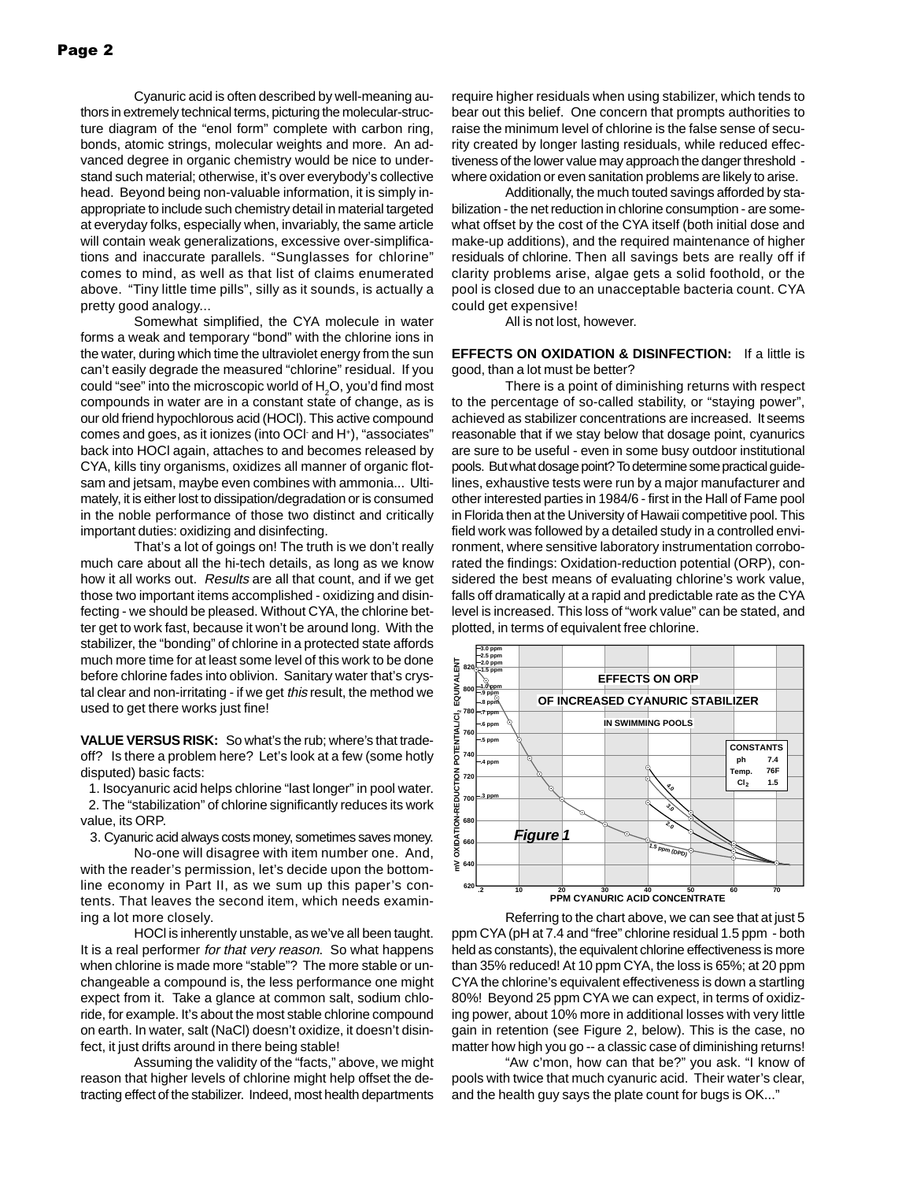Cyanuric acid is often described by well-meaning authors in extremely technical terms, picturing the molecular-structure diagram of the "enol form" complete with carbon ring, bonds, atomic strings, molecular weights and more. An advanced degree in organic chemistry would be nice to understand such material; otherwise, it's over everybody's collective head. Beyond being non-valuable information, it is simply inappropriate to include such chemistry detail in material targeted at everyday folks, especially when, invariably, the same article will contain weak generalizations, excessive over-simplifications and inaccurate parallels. "Sunglasses for chlorine" comes to mind, as well as that list of claims enumerated above. "Tiny little time pills", silly as it sounds, is actually a pretty good analogy...

Somewhat simplified, the CYA molecule in water forms a weak and temporary "bond" with the chlorine ions in the water, during which time the ultraviolet energy from the sun can't easily degrade the measured "chlorine" residual. If you could "see" into the microscopic world of $H_2O$, you'd find most compounds in water are in a constant state of change, as is our old friend hypochlorous acid (HOCl). This active compound comes and goes, as it ionizes (into $OCl^-$ and $H^+$), "associates" back into HOCl again, attaches to and becomes released by CYA, kills tiny organisms, oxidizes all manner of organic flotsam and jetsam, maybe even combines with ammonia... Ultimately, it is either lost to dissipation/degradation or is consumed in the noble performance of those two distinct and critically important duties: oxidizing and disinfecting.

That's a lot of goings on! The truth is we don't really much care about all the hi-tech details, as long as we know how it all works out. *Results* are all that count, and if we get those two important items accomplished - oxidizing and disinfecting - we should be pleased. Without CYA, the chlorine better get to work fast, because it won't be around long. With the stabilizer, the "bonding" of chlorine in a protected state affords much more time for at least some level of this work to be done before chlorine fades into oblivion. Sanitary water that's crystal clear and non-irritating - if we get *this* result, the method we used to get there works just fine!

**VALUE VERSUS RISK:** So what's the rub; where's that tradeoff? Is there a problem here? Let's look at a few (some hotly disputed) basic facts:

1. Isocyanuric acid helps chlorine "last longer" in pool water.
2. The "stabilization" of chlorine significantly reduces its work value, its ORP.
3. Cyanuric acid always costs money, sometimes saves money.

No-one will disagree with item number one. And, with the reader's permission, let's decide upon the bottom-line economy in Part II, as we sum up this paper's contents. That leaves the second item, which needs examining a lot more closely.

HOCl is inherently unstable, as we've all been taught. It is a real performer *for that very reason*. So what happens when chlorine is made more "stable"? The more stable or unchangeable a compound is, the less performance one might expect from it. Take a glance at common salt, sodium chloride, for example. It's about the most stable chlorine compound on earth. In water, salt (NaCl) doesn't oxidize, it doesn't disinfect, it just drifts around in there being stable!

Assuming the validity of the "facts," above, we might reason that higher levels of chlorine might help offset the detracting effect of the stabilizer. Indeed, most health departments require higher residuals when using stabilizer, which tends to bear out this belief. One concern that prompts authorities to raise the minimum level of chlorine is the false sense of security created by longer lasting residuals, while reduced effectiveness of the lower value may approach the danger threshold - where oxidation or even sanitation problems are likely to arise.

Additionally, the much touted savings afforded by stabilization - the net reduction in chlorine consumption - are somewhat offset by the cost of the CYA itself (both initial dose and make-up additions), and the required maintenance of higher residuals of chlorine. Then all savings bets are really off if clarity problems arise, algae gets a solid foothold, or the pool is closed due to an unacceptable bacteria count. CYA could get expensive!

All is not lost, however.

**EFFECTS ON OXIDATION & DISINFECTION:** If a little is good, than a lot must be better?

There is a point of diminishing returns with respect to the percentage of so-called stability, or "staying power", achieved as stabilizer concentrations are increased. It seems reasonable that if we stay below that dosage point, cyanurics are sure to be useful - even in some busy outdoor institutional pools. But what dosage point? To determine some practical guidelines, exhaustive tests were run by a major manufacturer and other interested parties in 1984/6 - first in the Hall of Fame pool in Florida then at the University of Hawaii competitive pool. This field work was followed by a detailed study in a controlled environment, where sensitive laboratory instrumentation corroborated the findings: Oxidation-reduction potential (ORP), considered the best means of evaluating chlorine's work value, falls off dramatically at a rapid and predictable rate as the CYA level is increased. This loss of "work value" can be stated, and plotted, in terms of equivalent free chlorine.

**Figure 1** — EFFECTS ON ORP OF INCREASED CYANURIC STABILIZER IN SWIMMING POOLS

| CONSTANTS | |
|---|---|
| ph | 7.4 |
| Temp. | 76F |
| $Cl_2$ | 1.5 |

Referring to the chart above, we can see that at just 5 ppm CYA (pH at 7.4 and "free" chlorine residual 1.5 ppm - both held as constants), the equivalent chlorine effectiveness is more than 35% reduced! At 10 ppm CYA, the loss is 65%; at 20 ppm CYA the chlorine's equivalent effectiveness is down a startling 80%! Beyond 25 ppm CYA we can expect, in terms of oxidizing power, about 10% more in additional losses with very little gain in retention (see Figure 2, below). This is the case, no matter how high you go -- a classic case of diminishing returns!

"Aw c'mon, how can that be?" you ask. "I know of pools with twice that much cyanuric acid. Their water's clear, and the health guy says the plate count for bugs is OK..."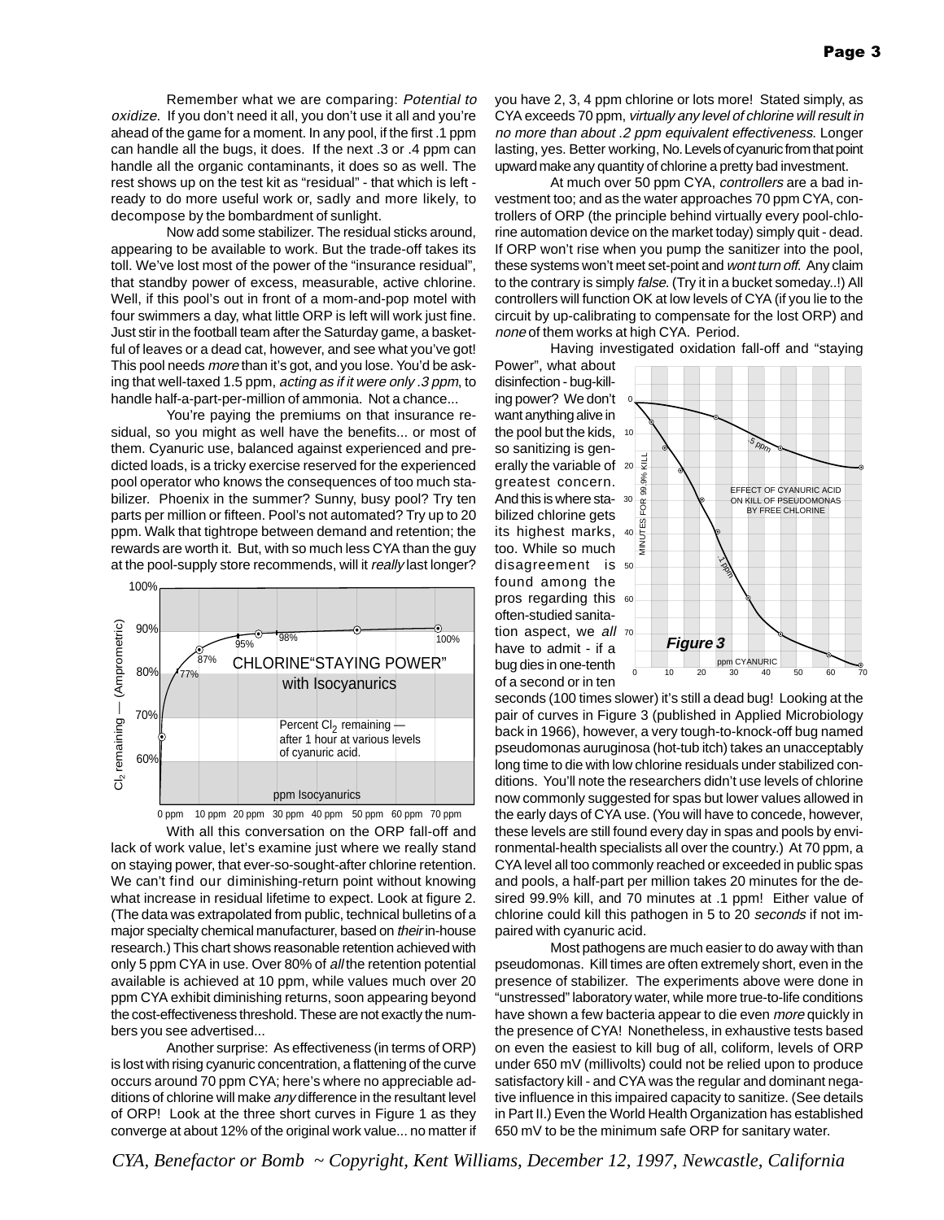Remember what we are comparing: *Potential to oxidize.* If you don't need it all, you don't use it all and you're ahead of the game for a moment. In any pool, if the first .1 ppm can handle all the bugs, it does. If the next .3 or .4 ppm can handle all the organic contaminants, it does so as well. The rest shows up on the test kit as "residual" - that which is left - ready to do more useful work or, sadly and more likely, to decompose by the bombardment of sunlight.

Now add some stabilizer. The residual sticks around, appearing to be available to work. But the trade-off takes its toll. We've lost most of the power of the "insurance residual", that standby power of excess, measurable, active chlorine. Well, if this pool's out in front of a mom-and-pop motel with four swimmers a day, what little ORP is left will work just fine. Just stir in the football team after the Saturday game, a basket-ful of leaves or a dead cat, however, and see what you've got! This pool needs *more* than it's got, and you lose. You'd be asking that well-taxed 1.5 ppm, *acting as if it were only .3 ppm*, to handle half-a-part-per-million of ammonia. Not a chance...

You're paying the premiums on that insurance residual, so you might as well have the benefits... or most of them. Cyanuric use, balanced against experienced and predicted loads, is a tricky exercise reserved for the experienced pool operator who knows the consequences of too much stabilizer. Phoenix in the summer? Sunny, busy pool? Try ten parts per million or fifteen. Pool's not automated? Try up to 20 ppm. Walk that tightrope between demand and retention; the rewards are worth it. But, with so much less CYA than the guy at the pool-supply store recommends, will it *really* last longer?

**CHLORINE "STAYING POWER" with Isocyanurics**

Percent $Cl_2$ remaining — after 1 hour at various levels of cyanuric acid.

(Chart: $Cl_2$ remaining — (Amprometric), 60%–100%, vs. ppm Isocyanurics, 0–70 ppm; data points labeled 77%, 87%, 95%, 98%, 100%.)

With all this conversation on the ORP fall-off and lack of work value, let's examine just where we really stand on staying power, that ever-so-sought-after chlorine retention. We can't find our diminishing-return point without knowing what increase in residual lifetime to expect. Look at figure 2. (The data was extrapolated from public, technical bulletins of a major specialty chemical manufacturer, based on *their* in-house research.) This chart shows reasonable retention achieved with only 5 ppm CYA in use. Over 80% of *all* the retention potential available is achieved at 10 ppm, while values much over 20 ppm CYA exhibit diminishing returns, soon appearing beyond the cost-effectiveness threshold. These are not exactly the numbers you see advertised...

Another surprise: As effectiveness (in terms of ORP) is lost with rising cyanuric concentration, a flattening of the curve occurs around 70 ppm CYA; here's where no appreciable additions of chlorine will make *any* difference in the resultant level of ORP! Look at the three short curves in Figure 1 as they converge at about 12% of the original work value... no matter if you have 2, 3, 4 ppm chlorine or lots more! Stated simply, as CYA exceeds 70 ppm, *virtually any level of chlorine will result in no more than about .2 ppm equivalent effectiveness.* Longer lasting, yes. Better working, No. Levels of cyanuric from that point upward make any quantity of chlorine a pretty bad investment.

At much over 50 ppm CYA, *controllers* are a bad investment too; and as the water approaches 70 ppm CYA, controllers of ORP (the principle behind virtually every pool-chlorine automation device on the market today) simply quit - dead. If ORP won't rise when you pump the sanitizer into the pool, these systems won't meet set-point and *wont turn off.* Any claim to the contrary is simply *false.* (Try it in a bucket someday..!) All controllers will function OK at low levels of CYA (if you lie to the circuit by up-calibrating to compensate for the lost ORP) and *none* of them works at high CYA. Period.

Having investigated oxidation fall-off and "staying Power", what about disinfection - bug-killing power? We don't want anything alive in the pool but the kids, so sanitizing is generally the variable of greatest concern. And this is where stabilized chlorine gets its highest marks, too. While so much disagreement is found among the pros regarding this often-studied sanitation aspect, we *all* have to admit - if a bug dies in one-tenth of a second or in ten seconds (100 times slower) it's still a dead bug! Looking at the pair of curves in Figure 3 (published in Applied Microbiology back in 1966), however, a very tough-to-knock-off bug named pseudomonas auruginosa (hot-tub itch) takes an unacceptably long time to die with low chlorine residuals under stabilized conditions. You'll note the researchers didn't use levels of chlorine now commonly suggested for spas but lower values allowed in the early days of CYA use. (You will have to concede, however, these levels are still found every day in spas and pools by environmental-health specialists all over the country.) At 70 ppm, a CYA level all too commonly reached or exceeded in public spas and pools, a half-part per million takes 20 minutes for the desired 99.9% kill, and 70 minutes at .1 ppm! Either value of chlorine could kill this pathogen in 5 to 20 *seconds* if not impaired with cyanuric acid.

**Figure 3**

EFFECT OF CYANURIC ACID ON KILL OF PSEUDOMONAS BY FREE CHLORINE

(Chart: MINUTES FOR 99.9% KILL, 0–70, vs. ppm CYANURIC, 0–70; curves labeled .5 ppm and .1 ppm.)

Most pathogens are much easier to do away with than pseudomonas. Kill times are often extremely short, even in the presence of stabilizer. The experiments above were done in "unstressed" laboratory water, while more true-to-life conditions have shown a few bacteria appear to die even *more* quickly in the presence of CYA! Nonetheless, in exhaustive tests based on even the easiest to kill bug of all, coliform, levels of ORP under 650 mV (millivolts) could not be relied upon to produce satisfactory kill - and CYA was the regular and dominant negative influence in this impaired capacity to sanitize. (See details in Part II.) Even the World Health Organization has established 650 mV to be the minimum safe ORP for sanitary water.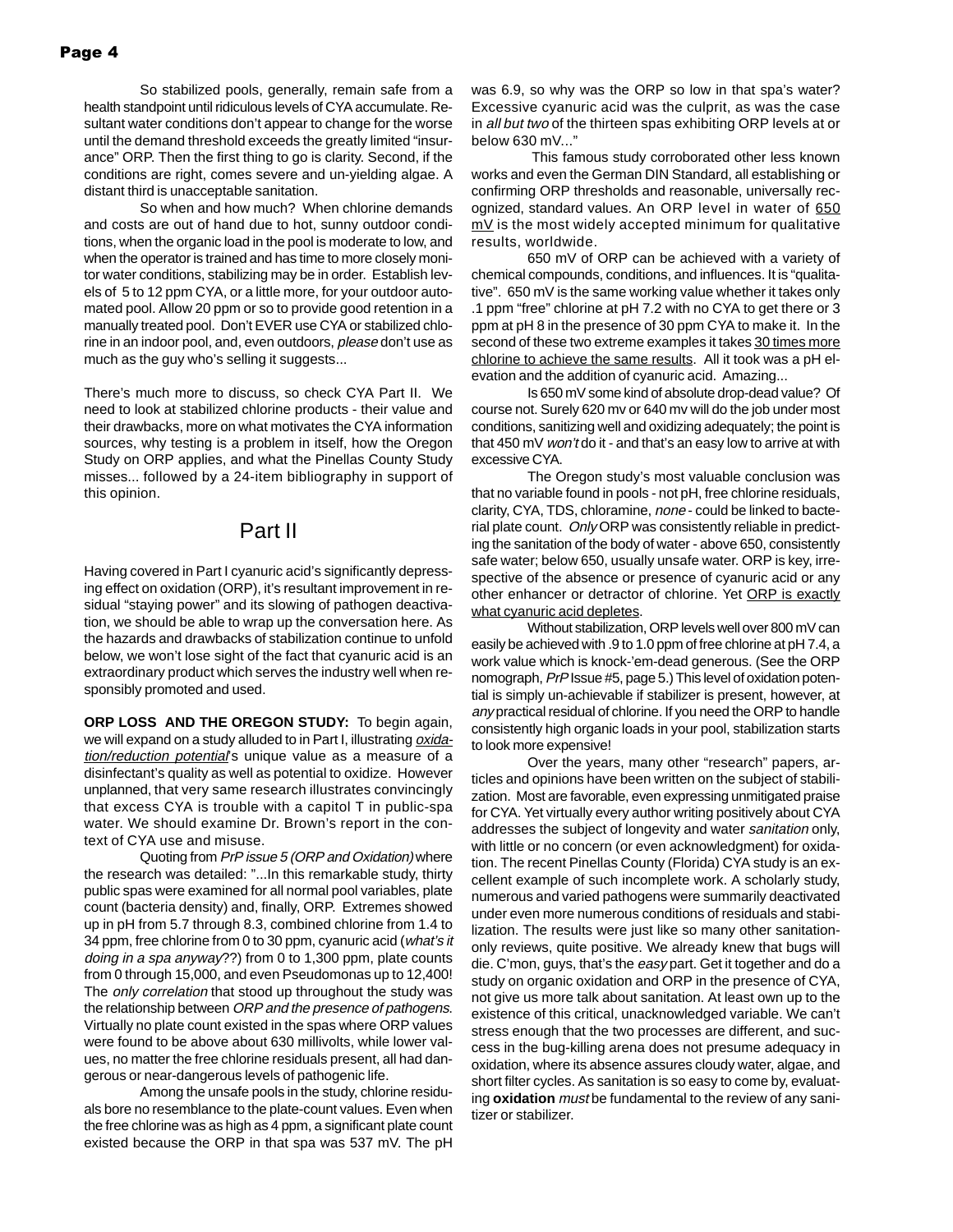So stabilized pools, generally, remain safe from a health standpoint until ridiculous levels of CYA accumulate. Resultant water conditions don't appear to change for the worse until the demand threshold exceeds the greatly limited "insurance" ORP. Then the first thing to go is clarity. Second, if the conditions are right, comes severe and un-yielding algae. A distant third is unacceptable sanitation.

So when and how much? When chlorine demands and costs are out of hand due to hot, sunny outdoor conditions, when the organic load in the pool is moderate to low, and when the operator is trained and has time to more closely monitor water conditions, stabilizing may be in order. Establish levels of 5 to 12 ppm CYA, or a little more, for your outdoor automated pool. Allow 20 ppm or so to provide good retention in a manually treated pool. Don't EVER use CYA or stabilized chlorine in an indoor pool, and, even outdoors, *please* don't use as much as the guy who's selling it suggests...

There's much more to discuss, so check CYA Part II. We need to look at stabilized chlorine products - their value and their drawbacks, more on what motivates the CYA information sources, why testing is a problem in itself, how the Oregon Study on ORP applies, and what the Pinellas County Study misses... followed by a 24-item bibliography in support of this opinion.

## Part II

Having covered in Part I cyanuric acid's significantly depressing effect on oxidation (ORP), it's resultant improvement in residual "staying power" and its slowing of pathogen deactivation, we should be able to wrap up the conversation here. As the hazards and drawbacks of stabilization continue to unfold below, we won't lose sight of the fact that cyanuric acid is an extraordinary product which serves the industry well when responsibly promoted and used.

**ORP LOSS AND THE OREGON STUDY:** To begin again, we will expand on a study alluded to in Part I, illustrating *oxidation/reduction potential*'s unique value as a measure of a disinfectant's quality as well as potential to oxidize. However unplanned, that very same research illustrates convincingly that excess CYA is trouble with a capitol T in public-spa water. We should examine Dr. Brown's report in the context of CYA use and misuse.

Quoting from *PrP issue 5 (ORP and Oxidation)* where the research was detailed: "...In this remarkable study, thirty public spas were examined for all normal pool variables, plate count (bacteria density) and, finally, ORP. Extremes showed up in pH from 5.7 through 8.3, combined chlorine from 1.4 to 34 ppm, free chlorine from 0 to 30 ppm, cyanuric acid (*what's it doing in a spa anyway*??) from 0 to 1,300 ppm, plate counts from 0 through 15,000, and even Pseudomonas up to 12,400! The *only correlation* that stood up throughout the study was the relationship between *ORP and the presence of pathogens*. Virtually no plate count existed in the spas where ORP values were found to be above about 630 millivolts, while lower values, no matter the free chlorine residuals present, all had dangerous or near-dangerous levels of pathogenic life.

Among the unsafe pools in the study, chlorine residuals bore no resemblance to the plate-count values. Even when the free chlorine was as high as 4 ppm, a significant plate count existed because the ORP in that spa was 537 mV. The pH was 6.9, so why was the ORP so low in that spa's water? Excessive cyanuric acid was the culprit, as was the case in *all but two* of the thirteen spas exhibiting ORP levels at or below 630 mV..."

This famous study corroborated other less known works and even the German DIN Standard, all establishing or confirming ORP thresholds and reasonable, universally recognized, standard values. An ORP level in water of 650 mV is the most widely accepted minimum for qualitative results, worldwide.

650 mV of ORP can be achieved with a variety of chemical compounds, conditions, and influences. It is "qualitative". 650 mV is the same working value whether it takes only .1 ppm "free" chlorine at pH 7.2 with no CYA to get there or 3 ppm at pH 8 in the presence of 30 ppm CYA to make it. In the second of these two extreme examples it takes 30 times more chlorine to achieve the same results. All it took was a pH elevation and the addition of cyanuric acid. Amazing...

Is 650 mV some kind of absolute drop-dead value? Of course not. Surely 620 mv or 640 mv will do the job under most conditions, sanitizing well and oxidizing adequately; the point is that 450 mV *won't* do it - and that's an easy low to arrive at with excessive CYA.

The Oregon study's most valuable conclusion was that no variable found in pools - not pH, free chlorine residuals, clarity, CYA, TDS, chloramine, *none* - could be linked to bacterial plate count. *Only* ORP was consistently reliable in predicting the sanitation of the body of water - above 650, consistently safe water; below 650, usually unsafe water. ORP is key, irrespective of the absence or presence of cyanuric acid or any other enhancer or detractor of chlorine. Yet ORP is exactly what cyanuric acid depletes.

Without stabilization, ORP levels well over 800 mV can easily be achieved with .9 to 1.0 ppm of free chlorine at pH 7.4, a work value which is knock-'em-dead generous. (See the ORP nomograph, *PrP* Issue #5, page 5.) This level of oxidation potential is simply un-achievable if stabilizer is present, however, at *any* practical residual of chlorine. If you need the ORP to handle consistently high organic loads in your pool, stabilization starts to look more expensive!

Over the years, many other "research" papers, articles and opinions have been written on the subject of stabilization. Most are favorable, even expressing unmitigated praise for CYA. Yet virtually every author writing positively about CYA addresses the subject of longevity and water *sanitation* only, with little or no concern (or even acknowledgment) for oxidation. The recent Pinellas County (Florida) CYA study is an excellent example of such incomplete work. A scholarly study, numerous and varied pathogens were summarily deactivated under even more numerous conditions of residuals and stabilization. The results were just like so many other sanitation-only reviews, quite positive. We already knew that bugs will die. C'mon, guys, that's the *easy* part. Get it together and do a study on organic oxidation and ORP in the presence of CYA, not give us more talk about sanitation. At least own up to the existence of this critical, unacknowledged variable. We can't stress enough that the two processes are different, and success in the bug-killing arena does not presume adequacy in oxidation, where its absence assures cloudy water, algae, and short filter cycles. As sanitation is so easy to come by, evaluating **oxidation** *must* be fundamental to the review of any sanitizer or stabilizer.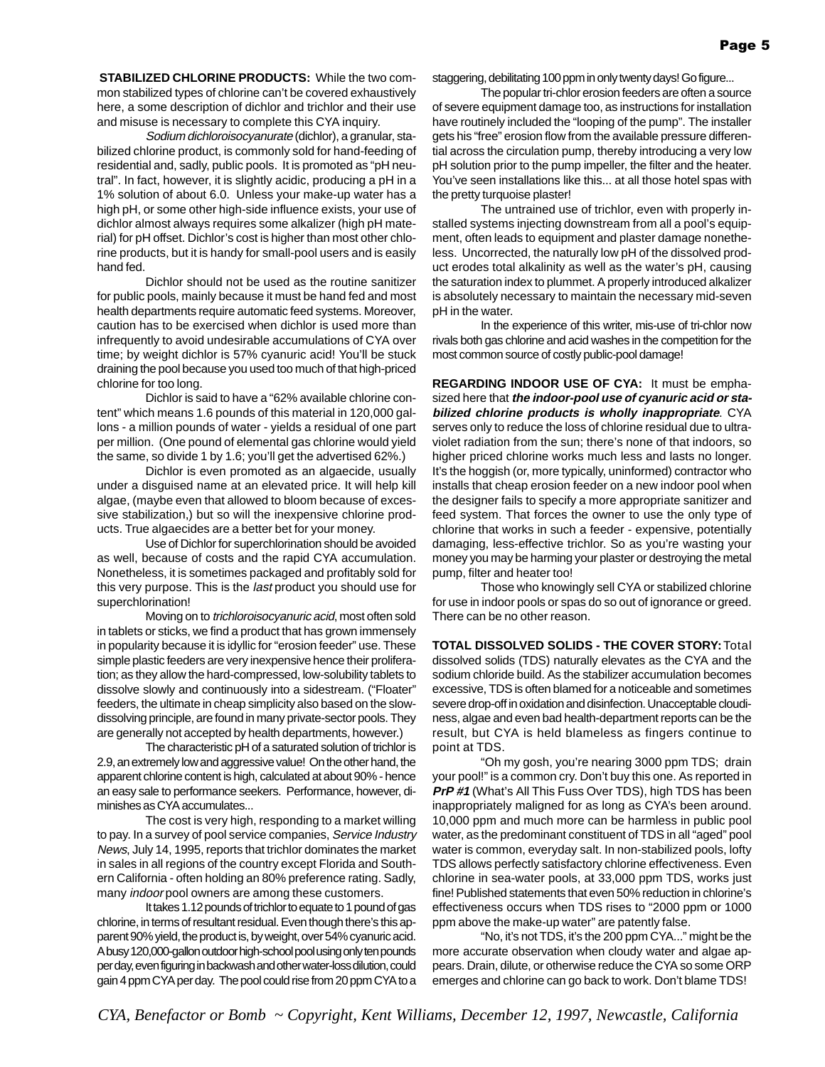**STABILIZED CHLORINE PRODUCTS:** While the two common stabilized types of chlorine can't be covered exhaustively here, a some description of dichlor and trichlor and their use and misuse is necessary to complete this CYA inquiry.

*Sodium dichloroisocyanurate* (dichlor), a granular, stabilized chlorine product, is commonly sold for hand-feeding of residential and, sadly, public pools. It is promoted as "pH neutral". In fact, however, it is slightly acidic, producing a pH in a 1% solution of about 6.0. Unless your make-up water has a high pH, or some other high-side influence exists, your use of dichlor almost always requires some alkalizer (high pH material) for pH offset. Dichlor's cost is higher than most other chlorine products, but it is handy for small-pool users and is easily hand fed.

Dichlor should not be used as the routine sanitizer for public pools, mainly because it must be hand fed and most health departments require automatic feed systems. Moreover, caution has to be exercised when dichlor is used more than infrequently to avoid undesirable accumulations of CYA over time; by weight dichlor is 57% cyanuric acid! You'll be stuck draining the pool because you used too much of that high-priced chlorine for too long.

Dichlor is said to have a "62% available chlorine content" which means 1.6 pounds of this material in 120,000 gallons - a million pounds of water - yields a residual of one part per million. (One pound of elemental gas chlorine would yield the same, so divide 1 by 1.6; you'll get the advertised 62%.)

Dichlor is even promoted as an algaecide, usually under a disguised name at an elevated price. It will help kill algae, (maybe even that allowed to bloom because of excessive stabilization,) but so will the inexpensive chlorine products. True algaecides are a better bet for your money.

Use of Dichlor for superchlorination should be avoided as well, because of costs and the rapid CYA accumulation. Nonetheless, it is sometimes packaged and profitably sold for this very purpose. This is the *last* product you should use for superchlorination!

Moving on to *trichloroisocyanuric acid*, most often sold in tablets or sticks, we find a product that has grown immensely in popularity because it is idyllic for "erosion feeder" use. These simple plastic feeders are very inexpensive hence their proliferation; as they allow the hard-compressed, low-solubility tablets to dissolve slowly and continuously into a sidestream. ("Floater" feeders, the ultimate in cheap simplicity also based on the slow-dissolving principle, are found in many private-sector pools. They are generally not accepted by health departments, however.)

The characteristic pH of a saturated solution of trichlor is 2.9, an extremely low and aggressive value! On the other hand, the apparent chlorine content is high, calculated at about 90% - hence an easy sale to performance seekers. Performance, however, diminishes as CYA accumulates...

The cost is very high, responding to a market willing to pay. In a survey of pool service companies, *Service Industry News*, July 14, 1995, reports that trichlor dominates the market in sales in all regions of the country except Florida and Southern California - often holding an 80% preference rating. Sadly, many *indoor* pool owners are among these customers.

It takes 1.12 pounds of trichlor to equate to 1 pound of gas chlorine, in terms of resultant residual. Even though there's this apparent 90% yield, the product is, by weight, over 54% cyanuric acid. A busy 120,000-gallon outdoor high-school pool using only ten pounds per day, even figuring in backwash and other water-loss dilution, could gain 4 ppm CYA per day. The pool could rise from 20 ppm CYA to a staggering, debilitating 100 ppm in only twenty days! Go figure...

The popular tri-chlor erosion feeders are often a source of severe equipment damage too, as instructions for installation have routinely included the "looping of the pump". The installer gets his "free" erosion flow from the available pressure differential across the circulation pump, thereby introducing a very low pH solution prior to the pump impeller, the filter and the heater. You've seen installations like this... at all those hotel spas with the pretty turquoise plaster!

The untrained use of trichlor, even with properly installed systems injecting downstream from all a pool's equipment, often leads to equipment and plaster damage nonetheless. Uncorrected, the naturally low pH of the dissolved product erodes total alkalinity as well as the water's pH, causing the saturation index to plummet. A properly introduced alkalizer is absolutely necessary to maintain the necessary mid-seven pH in the water.

In the experience of this writer, mis-use of tri-chlor now rivals both gas chlorine and acid washes in the competition for the most common source of costly public-pool damage!

**REGARDING INDOOR USE OF CYA:** It must be emphasized here that ***the indoor-pool use of cyanuric acid or stabilized chlorine products is wholly inappropriate***. CYA serves only to reduce the loss of chlorine residual due to ultraviolet radiation from the sun; there's none of that indoors, so higher priced chlorine works much less and lasts no longer. It's the hoggish (or, more typically, uninformed) contractor who installs that cheap erosion feeder on a new indoor pool when the designer fails to specify a more appropriate sanitizer and feed system. That forces the owner to use the only type of chlorine that works in such a feeder - expensive, potentially damaging, less-effective trichlor. So as you're wasting your money you may be harming your plaster or destroying the metal pump, filter and heater too!

Those who knowingly sell CYA or stabilized chlorine for use in indoor pools or spas do so out of ignorance or greed. There can be no other reason.

**TOTAL DISSOLVED SOLIDS - THE COVER STORY:** Total dissolved solids (TDS) naturally elevates as the CYA and the sodium chloride build. As the stabilizer accumulation becomes excessive, TDS is often blamed for a noticeable and sometimes severe drop-off in oxidation and disinfection. Unacceptable cloudiness, algae and even bad health-department reports can be the result, but CYA is held blameless as fingers continue to point at TDS.

"Oh my gosh, you're nearing 3000 ppm TDS; drain your pool!" is a common cry. Don't buy this one. As reported in ***PrP #1*** (What's All This Fuss Over TDS), high TDS has been inappropriately maligned for as long as CYA's been around. 10,000 ppm and much more can be harmless in public pool water, as the predominant constituent of TDS in all "aged" pool water is common, everyday salt. In non-stabilized pools, lofty TDS allows perfectly satisfactory chlorine effectiveness. Even chlorine in sea-water pools, at 33,000 ppm TDS, works just fine! Published statements that even 50% reduction in chlorine's effectiveness occurs when TDS rises to "2000 ppm or 1000 ppm above the make-up water" are patently false.

"No, it's not TDS, it's the 200 ppm CYA..." might be the more accurate observation when cloudy water and algae appears. Drain, dilute, or otherwise reduce the CYA so some ORP emerges and chlorine can go back to work. Don't blame TDS!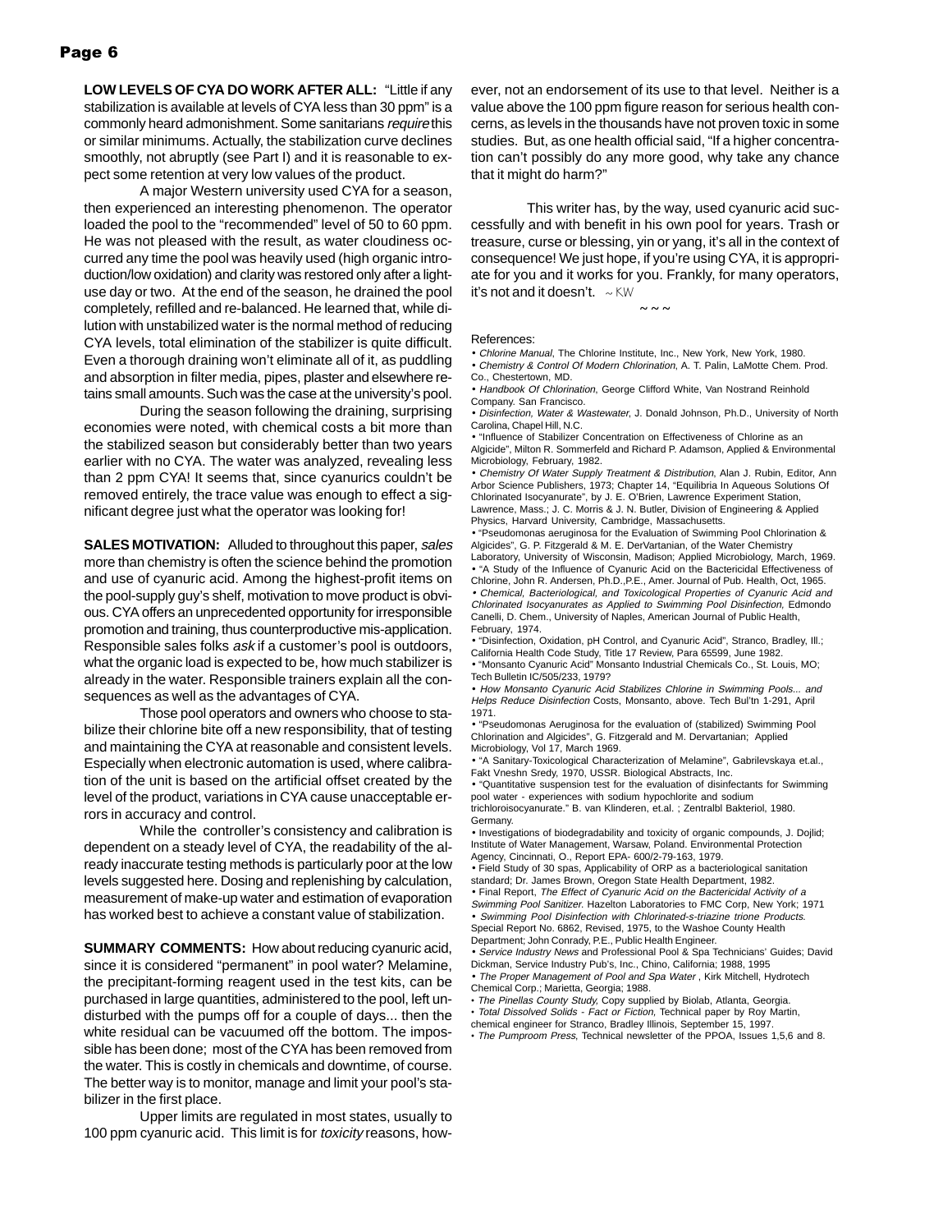**LOW LEVELS OF CYA DO WORK AFTER ALL:** "Little if any stabilization is available at levels of CYA less than 30 ppm" is a commonly heard admonishment. Some sanitarians *require* this or similar minimums. Actually, the stabilization curve declines smoothly, not abruptly (see Part I) and it is reasonable to expect some retention at very low values of the product.

A major Western university used CYA for a season, then experienced an interesting phenomenon. The operator loaded the pool to the "recommended" level of 50 to 60 ppm. He was not pleased with the result, as water cloudiness occurred any time the pool was heavily used (high organic introduction/low oxidation) and clarity was restored only after a light-use day or two. At the end of the season, he drained the pool completely, refilled and re-balanced. He learned that, while dilution with unstabilized water is the normal method of reducing CYA levels, total elimination of the stabilizer is quite difficult. Even a thorough draining won't eliminate all of it, as puddling and absorption in filter media, pipes, plaster and elsewhere retains small amounts. Such was the case at the university's pool.

During the season following the draining, surprising economies were noted, with chemical costs a bit more than the stabilized season but considerably better than two years earlier with no CYA. The water was analyzed, revealing less than 2 ppm CYA! It seems that, since cyanurics couldn't be removed entirely, the trace value was enough to effect a significant degree just what the operator was looking for!

**SALES MOTIVATION:** Alluded to throughout this paper, *sales* more than chemistry is often the science behind the promotion and use of cyanuric acid. Among the highest-profit items on the pool-supply guy's shelf, motivation to move product is obvious. CYA offers an unprecedented opportunity for irresponsible promotion and training, thus counterproductive mis-application. Responsible sales folks *ask* if a customer's pool is outdoors, what the organic load is expected to be, how much stabilizer is already in the water. Responsible trainers explain all the consequences as well as the advantages of CYA.

Those pool operators and owners who choose to stabilize their chlorine bite off a new responsibility, that of testing and maintaining the CYA at reasonable and consistent levels. Especially when electronic automation is used, where calibration of the unit is based on the artificial offset created by the level of the product, variations in CYA cause unacceptable errors in accuracy and control.

While the controller's consistency and calibration is dependent on a steady level of CYA, the readability of the already inaccurate testing methods is particularly poor at the low levels suggested here. Dosing and replenishing by calculation, measurement of make-up water and estimation of evaporation has worked best to achieve a constant value of stabilization.

**SUMMARY COMMENTS:** How about reducing cyanuric acid, since it is considered "permanent" in pool water? Melamine, the precipitant-forming reagent used in the test kits, can be purchased in large quantities, administered to the pool, left undisturbed with the pumps off for a couple of days... then the white residual can be vacuumed off the bottom. The impossible has been done; most of the CYA has been removed from the water. This is costly in chemicals and downtime, of course. The better way is to monitor, manage and limit your pool's stabilizer in the first place.

Upper limits are regulated in most states, usually to 100 ppm cyanuric acid. This limit is for *toxicity* reasons, however, not an endorsement of its use to that level. Neither is a value above the 100 ppm figure reason for serious health concerns, as levels in the thousands have not proven toxic in some studies. But, as one health official said, "If a higher concentration can't possibly do any more good, why take any chance that it might do harm?"

This writer has, by the way, used cyanuric acid successfully and with benefit in his own pool for years. Trash or treasure, curse or blessing, yin or yang, it's all in the context of consequence! We just hope, if you're using CYA, it is appropriate for you and it works for you. Frankly, for many operators, it's not and it doesn't. ~ KW

~ ~ ~

References:

- *Chlorine Manual*, The Chlorine Institute, Inc., New York, New York, 1980.
- *Chemistry & Control Of Modern Chlorination*, A. T. Palin, LaMotte Chem. Prod. Co., Chestertown, MD.
- *Handbook Of Chlorination*, George Clifford White, Van Nostrand Reinhold Company. San Francisco.
- *Disinfection, Water & Wastewater*, J. Donald Johnson, Ph.D., University of North Carolina, Chapel Hill, N.C.
- "Influence of Stabilizer Concentration on Effectiveness of Chlorine as an Algicide", Milton R. Sommerfeld and Richard P. Adamson, Applied & Environmental Microbiology, February, 1982.
- *Chemistry Of Water Supply Treatment & Distribution*, Alan J. Rubin, Editor, Ann Arbor Science Publishers, 1973; Chapter 14, "Equilibria In Aqueous Solutions Of Chlorinated Isocyanurate", by J. E. O'Brien, Lawrence Experiment Station, Lawrence, Mass.; J. C. Morris & J. N. Butler, Division of Engineering & Applied Physics, Harvard University, Cambridge, Massachusetts.
- "Pseudomonas aeruginosa for the Evaluation of Swimming Pool Chlorination & Algicides", G. P. Fitzgerald & M. E. DerVartanian, of the Water Chemistry Laboratory, University of Wisconsin, Madison; Applied Microbiology, March, 1969.
- "A Study of the Influence of Cyanuric Acid on the Bactericidal Effectiveness of Chlorine, John R. Andersen, Ph.D.,P.E., Amer. Journal of Pub. Health, Oct, 1965.
- *Chemical, Bacteriological, and Toxicological Properties of Cyanuric Acid and Chlorinated Isocyanurates as Applied to Swimming Pool Disinfection*, Edmondo Canelli, D. Chem., University of Naples, American Journal of Public Health, February, 1974.
- "Disinfection, Oxidation, pH Control, and Cyanuric Acid", Stranco, Bradley, Ill.; California Health Code Study, Title 17 Review, Para 65599, June 1982.
- "Monsanto Cyanuric Acid" Monsanto Industrial Chemicals Co., St. Louis, MO; Tech Bulletin IC/505/233, 1979?
- *How Monsanto Cyanuric Acid Stabilizes Chlorine in Swimming Pools... and Helps Reduce Disinfection* Costs, Monsanto, above. Tech Bul'tn 1-291, April 1971.
- "Pseudomonas Aeruginosa for the evaluation of (stabilized) Swimming Pool Chlorination and Algicides", G. Fitzgerald and M. Dervartanian; Applied Microbiology, Vol 17, March 1969.
- "A Sanitary-Toxicological Characterization of Melamine", Gabrilevskaya et.al., Fakt Vneshn Sredy, 1970, USSR. Biological Abstracts, Inc.
- "Quantitative suspension test for the evaluation of disinfectants for Swimming pool water - experiences with sodium hypochlorite and sodium trichloroisocyanurate." B. van Klinderen, et.al. ; Zentralbl Bakteriol, 1980. Germany.
- Investigations of biodegradability and toxicity of organic compounds, J. Dojlid; Institute of Water Management, Warsaw, Poland. Environmental Protection Agency, Cincinnati, O., Report EPA- 600/2-79-163, 1979.
- Field Study of 30 spas, Applicability of ORP as a bacteriological sanitation standard; Dr. James Brown, Oregon State Health Department, 1982.
- Final Report, *The Effect of Cyanuric Acid on the Bactericidal Activity of a Swimming Pool Sanitizer.* Hazelton Laboratories to FMC Corp, New York; 1971
- *Swimming Pool Disinfection with Chlorinated-s-triazine trione Products.* Special Report No. 6862, Revised, 1975, to the Washoe County Health Department; John Conrady, P.E., Public Health Engineer.
- *Service Industry News* and Professional Pool & Spa Technicians' Guides; David Dickman, Service Industry Pub's, Inc., Chino, California; 1988, 1995
- *The Proper Management of Pool and Spa Water* , Kirk Mitchell, Hydrotech Chemical Corp.; Marietta, Georgia; 1988.
- *The Pinellas County Study,* Copy supplied by Biolab, Atlanta, Georgia.
- *Total Dissolved Solids - Fact or Fiction,* Technical paper by Roy Martin, chemical engineer for Stranco, Bradley Illinois, September 15, 1997.
- *The Pumproom Press*, Technical newsletter of the PPOA, Issues 1,5,6 and 8.